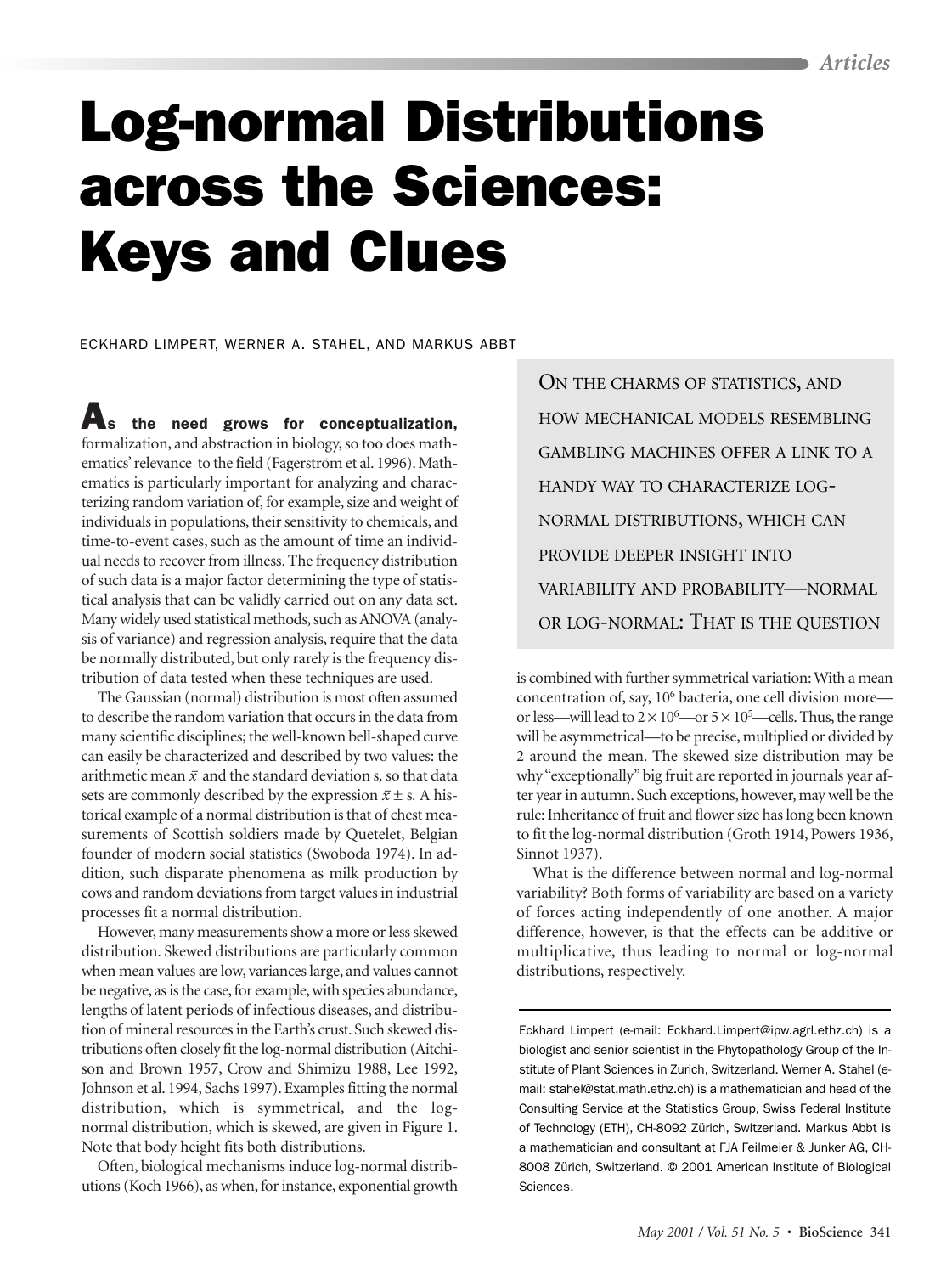# Log-normal Distributions across the Sciences: Keys and Clues

ECKHARD LIMPERT, WERNER A. STAHEL, AND MARKUS ABBT

ON THE CHARMS OF STATISTICS, AND HOW MECHANICAL MODELS RESEMBLING GAMBLING MACHINES OFFER A LINK TO A HANDY WAY TO CHARACTERIZE LOG-NORMAL DISTRIBUTIONS, WHICH CAN PROVIDE DEEPER INSIGHT INTO VARIABILITY AND PROBABILITY—NORMAL OR LOG-NORMAL: THAT IS THE QUESTION

**As the need grows for conceptualization,** formalization, and abstraction in biology, so too does mathematics' relevance to the field (Fagerström et al. 1996). Mathematics is particularly important for analyzing and characterizing random variation of, for example, size and weight of individuals in populations, their sensitivity to chemicals, and time-to-event cases, such as the amount of time an individual needs to recover from illness. The frequency distribution of such data is a major factor determining the type of statistical analysis that can be validly carried out on any data set. Many widely used statistical methods, such as ANOVA (analysis of variance) and regression analysis, require that the data be normally distributed, but only rarely is the frequency distribution of data tested when these techniques are used.

The Gaussian (normal) distribution is most often assumed to describe the random variation that occurs in the data from many scientific disciplines; the well-known bell-shaped curve can easily be characterized and described by two values: the arithmetic mean $\bar{x}$ and the standard deviation s, so that data sets are commonly described by the expression $\bar{x} \pm s$. A historical example of a normal distribution is that of chest measurements of Scottish soldiers made by Quetelet, Belgian founder of modern social statistics (Swoboda 1974). In addition, such disparate phenomena as milk production by cows and random deviations from target values in industrial processes fit a normal distribution.

However, many measurements show a more or less skewed distribution. Skewed distributions are particularly common when mean values are low, variances large, and values cannot be negative, as is the case, for example, with species abundance, lengths of latent periods of infectious diseases, and distribution of mineral resources in the Earth's crust. Such skewed distributions often closely fit the log-normal distribution (Aitchison and Brown 1957, Crow and Shimizu 1988, Lee 1992, Johnson et al. 1994, Sachs 1997). Examples fitting the normal distribution, which is symmetrical, and the log-normal distribution, which is skewed, are given in Figure 1. Note that body height fits both distributions.

Often, biological mechanisms induce log-normal distributions (Koch 1966), as when, for instance, exponential growth is combined with further symmetrical variation: With a mean concentration of, say, $10^6$ bacteria, one cell division more—or less—will lead to $2 \times 10^6$—or $5 \times 10^5$—cells. Thus, the range will be asymmetrical—to be precise, multiplied or divided by 2 around the mean. The skewed size distribution may be why "exceptionally" big fruit are reported in journals year after year in autumn. Such exceptions, however, may well be the rule: Inheritance of fruit and flower size has long been known to fit the log-normal distribution (Groth 1914, Powers 1936, Sinnot 1937).

What is the difference between normal and log-normal variability? Both forms of variability are based on a variety of forces acting independently of one another. A major difference, however, is that the effects can be additive or multiplicative, thus leading to normal or log-normal distributions, respectively.

Eckhard Limpert (e-mail: Eckhard.Limpert@ipw.agrl.ethz.ch) is a biologist and senior scientist in the Phytopathology Group of the Institute of Plant Sciences in Zurich, Switzerland. Werner A. Stahel (e-mail: stahel@stat.math.ethz.ch) is a mathematician and head of the Consulting Service at the Statistics Group, Swiss Federal Institute of Technology (ETH), CH-8092 Zürich, Switzerland. Markus Abbt is a mathematician and consultant at FJA Feilmeier & Junker AG, CH-8008 Zürich, Switzerland. © 2001 American Institute of Biological Sciences.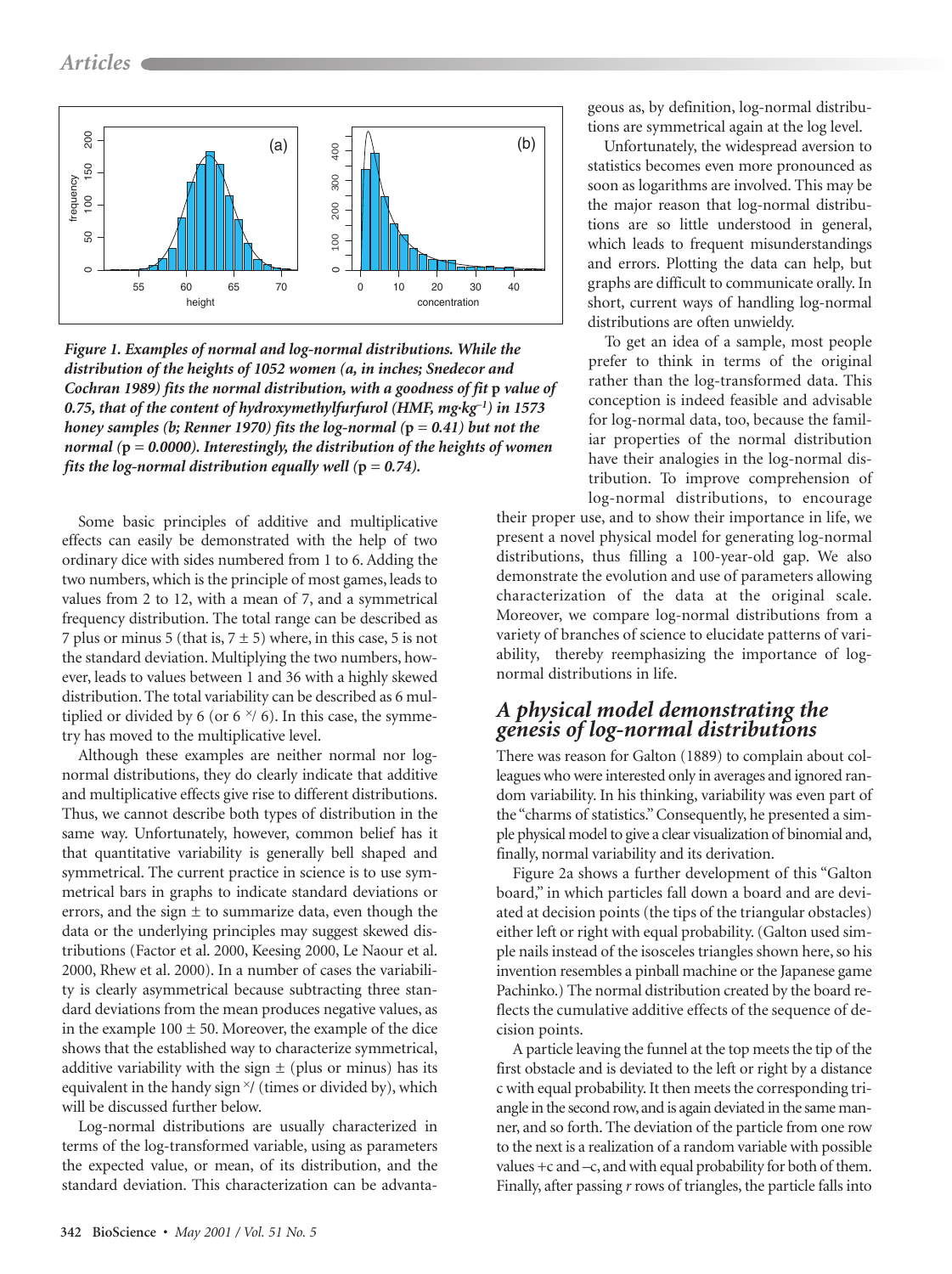geous as, by definition, log-normal distributions are symmetrical again at the log level.

Unfortunately, the widespread aversion to statistics becomes even more pronounced as soon as logarithms are involved. This may be the major reason that log-normal distributions are so little understood in general, which leads to frequent misunderstandings and errors. Plotting the data can help, but graphs are difficult to communicate orally. In short, current ways of handling log-normal distributions are often unwieldy.

To get an idea of a sample, most people prefer to think in terms of the original rather than the log-transformed data. This conception is indeed feasible and advisable for log-normal data, too, because the familiar properties of the normal distribution have their analogies in the log-normal distribution. To improve comprehension of log-normal distributions, to encourage their proper use, and to show their importance in life, we present a novel physical model for generating log-normal distributions, thus filling a 100-year-old gap. We also demonstrate the evolution and use of parameters allowing characterization of the data at the original scale. Moreover, we compare log-normal distributions from a variety of branches of science to elucidate patterns of variability, thereby reemphasizing the importance of log-normal distributions in life.

***Figure 1. Examples of normal and log-normal distributions. While the distribution of the heights of 1052 women (a, in inches; Snedecor and Cochran 1989) fits the normal distribution, with a goodness of fit p value of 0.75, that of the content of hydroxymethylfurfurol (HMF, mg·kg$^{-1}$) in 1573 honey samples (b; Renner 1970) fits the log-normal (p = 0.41) but not the normal (p = 0.0000). Interestingly, the distribution of the heights of women fits the log-normal distribution equally well (p = 0.74).***

Some basic principles of additive and multiplicative effects can easily be demonstrated with the help of two ordinary dice with sides numbered from 1 to 6. Adding the two numbers, which is the principle of most games, leads to values from 2 to 12, with a mean of 7, and a symmetrical frequency distribution. The total range can be described as 7 plus or minus 5 (that is, $7 \pm 5$) where, in this case, 5 is not the standard deviation. Multiplying the two numbers, however, leads to values between 1 and 36 with a highly skewed distribution. The total variability can be described as 6 multiplied or divided by 6 (or 6 ×/ 6). In this case, the symmetry has moved to the multiplicative level.

Although these examples are neither normal nor log-normal distributions, they do clearly indicate that additive and multiplicative effects give rise to different distributions. Thus, we cannot describe both types of distribution in the same way. Unfortunately, however, common belief has it that quantitative variability is generally bell shaped and symmetrical. The current practice in science is to use symmetrical bars in graphs to indicate standard deviations or errors, and the sign ± to summarize data, even though the data or the underlying principles may suggest skewed distributions (Factor et al. 2000, Keesing 2000, Le Naour et al. 2000, Rhew et al. 2000). In a number of cases the variability is clearly asymmetrical because subtracting three standard deviations from the mean produces negative values, as in the example $100 \pm 50$. Moreover, the example of the dice shows that the established way to characterize symmetrical, additive variability with the sign ± (plus or minus) has its equivalent in the handy sign ×/ (times or divided by), which will be discussed further below.

Log-normal distributions are usually characterized in terms of the log-transformed variable, using as parameters the expected value, or mean, of its distribution, and the standard deviation. This characterization can be advanta-

## A physical model demonstrating the genesis of log-normal distributions

There was reason for Galton (1889) to complain about colleagues who were interested only in averages and ignored random variability. In his thinking, variability was even part of the "charms of statistics." Consequently, he presented a simple physical model to give a clear visualization of binomial and, finally, normal variability and its derivation.

Figure 2a shows a further development of this "Galton board," in which particles fall down a board and are deviated at decision points (the tips of the triangular obstacles) either left or right with equal probability. (Galton used simple nails instead of the isosceles triangles shown here, so his invention resembles a pinball machine or the Japanese game Pachinko.) The normal distribution created by the board reflects the cumulative additive effects of the sequence of decision points.

A particle leaving the funnel at the top meets the tip of the first obstacle and is deviated to the left or right by a distance $c$ with equal probability. It then meets the corresponding triangle in the second row, and is again deviated in the same manner, and so forth. The deviation of the particle from one row to the next is a realization of a random variable with possible values $+c$ and $-c$, and with equal probability for both of them. Finally, after passing $r$ rows of triangles, the particle falls into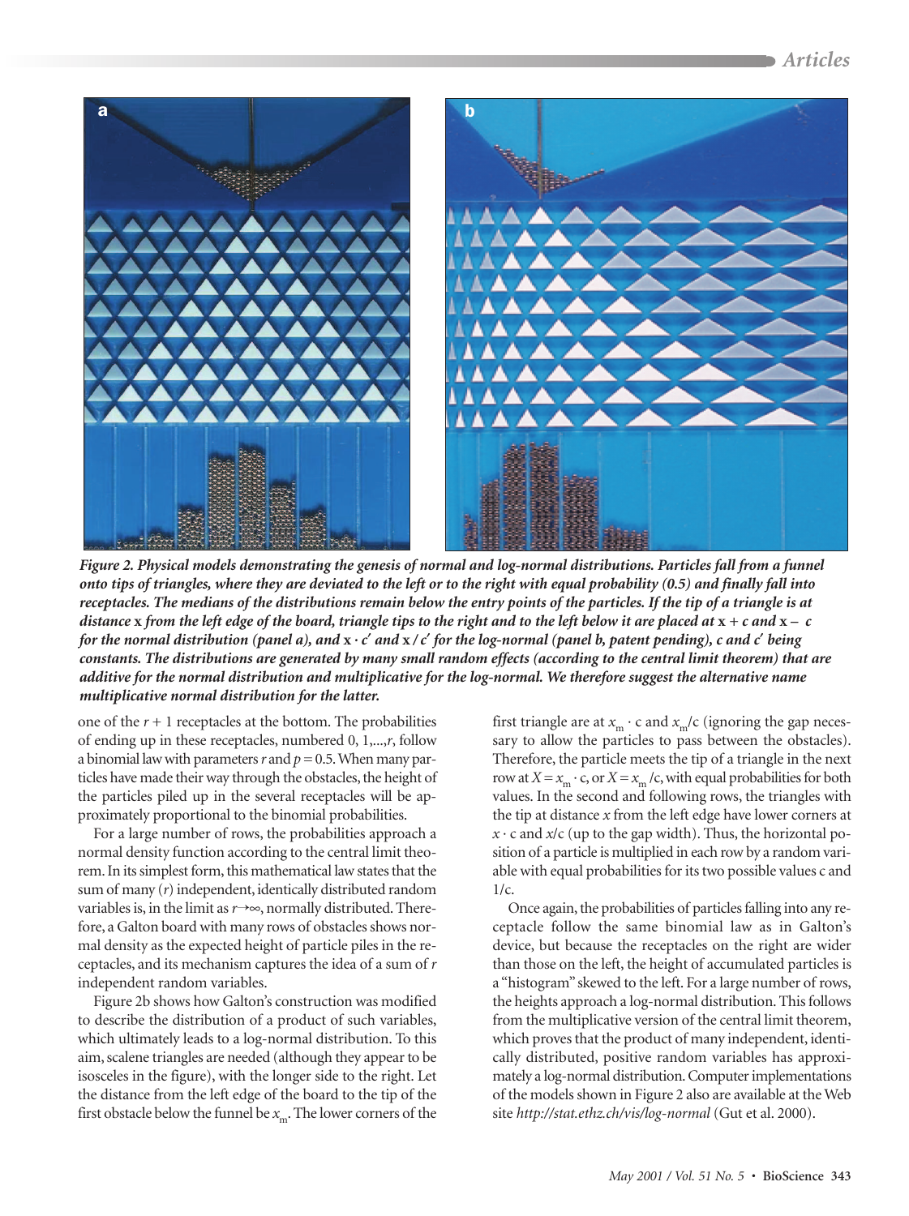*Figure 2. Physical models demonstrating the genesis of normal and log-normal distributions. Particles fall from a funnel onto tips of triangles, where they are deviated to the left or to the right with equal probability (0.5) and finally fall into receptacles. The medians of the distributions remain below the entry points of the particles. If the tip of a triangle is at distance* **x** *from the left edge of the board, triangle tips to the right and to the left below it are placed at* $\mathbf{x} + c$ *and* $\mathbf{x} - c$ *for the normal distribution (panel a), and* $\mathbf{x} \cdot c'$ *and* $\mathbf{x} / c'$ *for the log-normal (panel b, patent pending), c and c′ being constants. The distributions are generated by many small random effects (according to the central limit theorem) that are additive for the normal distribution and multiplicative for the log-normal. We therefore suggest the alternative name multiplicative normal distribution for the latter.*

one of the $r + 1$ receptacles at the bottom. The probabilities of ending up in these receptacles, numbered 0, 1,...,$r$, follow a binomial law with parameters $r$ and $p = 0.5$. When many particles have made their way through the obstacles, the height of the particles piled up in the several receptacles will be approximately proportional to the binomial probabilities.

For a large number of rows, the probabilities approach a normal density function according to the central limit theorem. In its simplest form, this mathematical law states that the sum of many ($r$) independent, identically distributed random variables is, in the limit as $r \rightarrow \infty$, normally distributed. Therefore, a Galton board with many rows of obstacles shows normal density as the expected height of particle piles in the receptacles, and its mechanism captures the idea of a sum of $r$ independent random variables.

Figure 2b shows how Galton's construction was modified to describe the distribution of a product of such variables, which ultimately leads to a log-normal distribution. To this aim, scalene triangles are needed (although they appear to be isosceles in the figure), with the longer side to the right. Let the distance from the left edge of the board to the tip of the first obstacle below the funnel be $x_m$. The lower corners of the first triangle are at $x_m \cdot c$ and $x_m/c$ (ignoring the gap necessary to allow the particles to pass between the obstacles). Therefore, the particle meets the tip of a triangle in the next row at $X = x_m \cdot c$, or $X = x_m/c$, with equal probabilities for both values. In the second and following rows, the triangles with the tip at distance $x$ from the left edge have lower corners at $x \cdot c$ and $x/c$ (up to the gap width). Thus, the horizontal position of a particle is multiplied in each row by a random variable with equal probabilities for its two possible values c and $1/c$.

Once again, the probabilities of particles falling into any receptacle follow the same binomial law as in Galton's device, but because the receptacles on the right are wider than those on the left, the height of accumulated particles is a "histogram" skewed to the left. For a large number of rows, the heights approach a log-normal distribution. This follows from the multiplicative version of the central limit theorem, which proves that the product of many independent, identically distributed, positive random variables has approximately a log-normal distribution. Computer implementations of the models shown in Figure 2 also are available at the Web site *http://stat.ethz.ch/vis/log-normal* (Gut et al. 2000).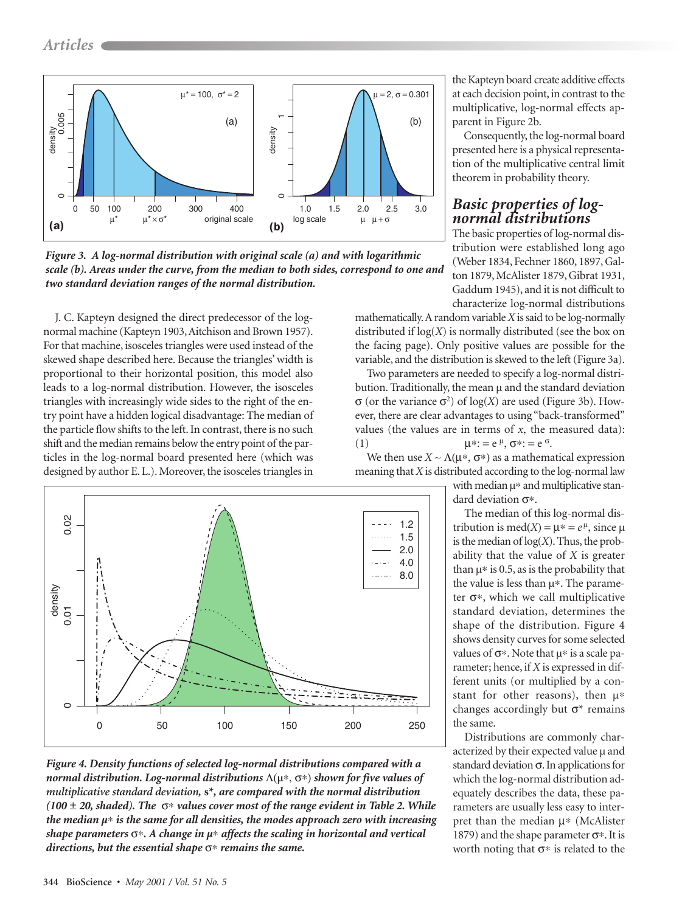*Figure 3. A log-normal distribution with original scale (a) and with logarithmic scale (b). Areas under the curve, from the median to both sides, correspond to one and two standard deviation ranges of the normal distribution.*

J. C. Kapteyn designed the direct predecessor of the log-normal machine (Kapteyn 1903, Aitchison and Brown 1957). For that machine, isosceles triangles were used instead of the skewed shape described here. Because the triangles' width is proportional to their horizontal position, this model also leads to a log-normal distribution. However, the isosceles triangles with increasingly wide sides to the right of the entry point have a hidden logical disadvantage: The median of the particle flow shifts to the left. In contrast, there is no such shift and the median remains below the entry point of the particles in the log-normal board presented here (which was designed by author E. L.). Moreover, the isosceles triangles in the Kapteyn board create additive effects at each decision point, in contrast to the multiplicative, log-normal effects apparent in Figure 2b.

Consequently, the log-normal board presented here is a physical representation of the multiplicative central limit theorem in probability theory.

## Basic properties of log-normal distributions

The basic properties of log-normal distribution were established long ago (Weber 1834, Fechner 1860, 1897, Galton 1879, McAlister 1879, Gibrat 1931, Gaddum 1945), and it is not difficult to characterize log-normal distributions mathematically. A random variable $X$ is said to be log-normally distributed if $\log(X)$ is normally distributed (see the box on the facing page). Only positive values are possible for the variable, and the distribution is skewed to the left (Figure 3a).

Two parameters are needed to specify a log-normal distribution. Traditionally, the mean $\mu$ and the standard deviation $\sigma$ (or the variance $\sigma^2$) of $\log(X)$ are used (Figure 3b). However, there are clear advantages to using "back-transformed" values (the values are in terms of $x$, the measured data):

(1) $\mu^* := e^{\mu}, \sigma^* := e^{\sigma}$.

We then use $X \sim \Lambda(\mu^*, \sigma^*)$ as a mathematical expression meaning that $X$ is distributed according to the log-normal law with median $\mu^*$ and multiplicative standard deviation $\sigma^*$.

The median of this log-normal distribution is $\mathrm{med}(X) = \mu^* = e^{\mu}$, since $\mu$ is the median of $\log(X)$. Thus, the probability that the value of $X$ is greater than $\mu^*$ is 0.5, as is the probability that the value is less than $\mu^*$. The parameter $\sigma^*$, which we call multiplicative standard deviation, determines the shape of the distribution. Figure 4 shows density curves for some selected values of $\sigma^*$. Note that $\mu^*$ is a scale parameter; hence, if $X$ is expressed in different units (or multiplied by a constant for other reasons), then $\mu^*$ changes accordingly but $\sigma^*$ remains the same.

Distributions are commonly characterized by their expected value $\mu$ and standard deviation $\sigma$. In applications for which the log-normal distribution adequately describes the data, these parameters are usually less easy to interpret than the median $\mu^*$ (McAlister 1879) and the shape parameter $\sigma^*$. It is worth noting that $\sigma^*$ is related to the

*Figure 4. Density functions of selected log-normal distributions compared with a normal distribution. Log-normal distributions $\Lambda(\mu^*, \sigma^*)$ shown for five values of multiplicative standard deviation, $s^*$, are compared with the normal distribution ($100 \pm 20$, shaded). The $\sigma^*$ values cover most of the range evident in Table 2. While the median $\mu^*$ is the same for all densities, the modes approach zero with increasing shape parameters $\sigma^*$. A change in $\mu^*$ affects the scaling in horizontal and vertical directions, but the essential shape $\sigma^*$ remains the same.*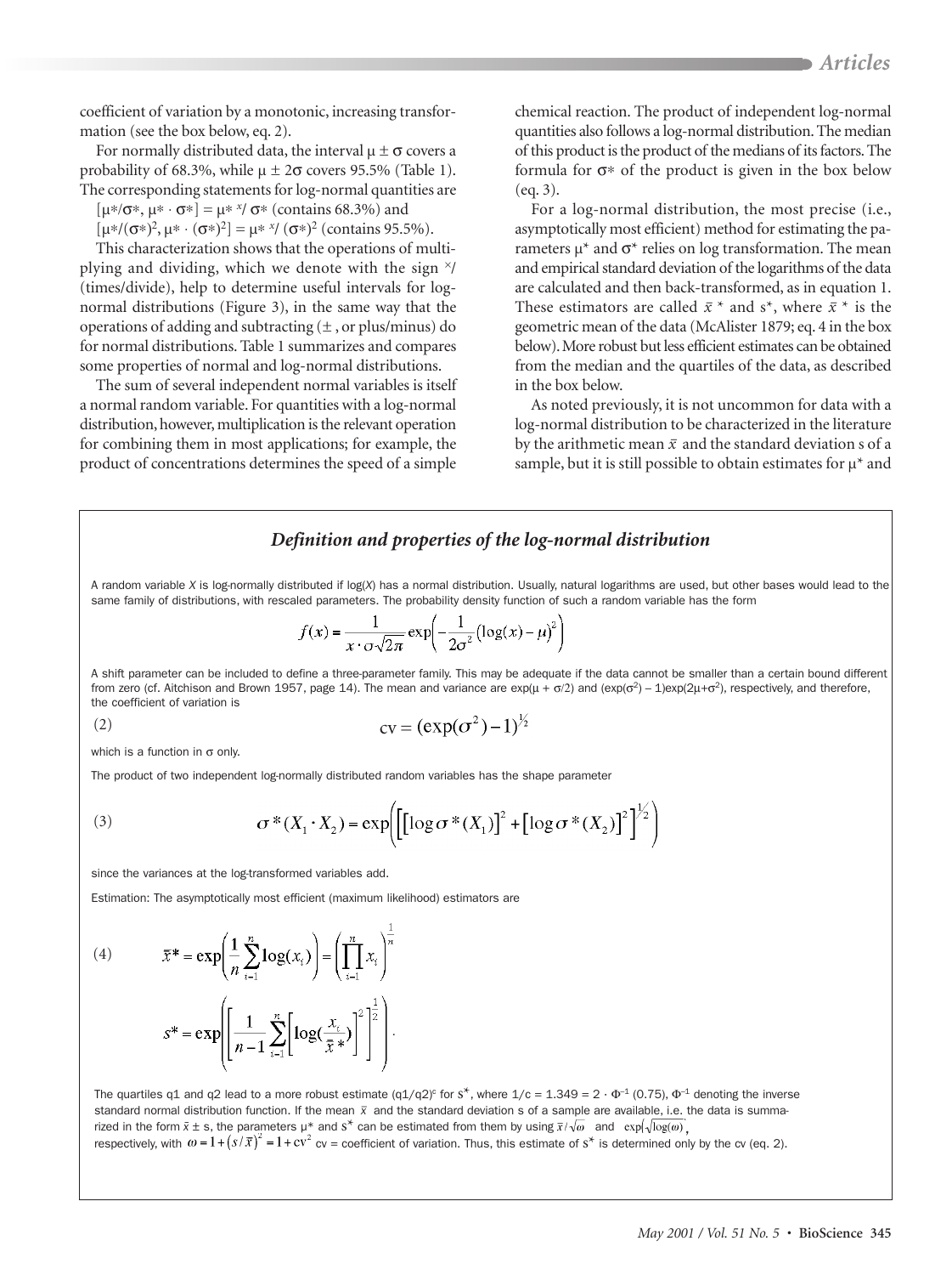coefficient of variation by a monotonic, increasing transformation (see the box below, eq. 2).

For normally distributed data, the interval $\mu \pm \sigma$ covers a probability of 68.3%, while $\mu \pm 2\sigma$ covers 95.5% (Table 1). The corresponding statements for log-normal quantities are

$[\mu^*/\sigma^*, \mu^* \cdot \sigma^*] = \mu^* \,{}^{\times}\!/\, \sigma^*$ (contains 68.3%) and

$[\mu^*/(\sigma^*)^2, \mu^* \cdot (\sigma^*)^2] = \mu^* \,{}^{\times}\!/\, (\sigma^*)^2$ (contains 95.5%).

This characterization shows that the operations of multiplying and dividing, which we denote with the sign ${}^{\times}\!/$ (times/divide), help to determine useful intervals for log-normal distributions (Figure 3), in the same way that the operations of adding and subtracting ($\pm$, or plus/minus) do for normal distributions. Table 1 summarizes and compares some properties of normal and log-normal distributions.

The sum of several independent normal variables is itself a normal random variable. For quantities with a log-normal distribution, however, multiplication is the relevant operation for combining them in most applications; for example, the product of concentrations determines the speed of a simple chemical reaction. The product of independent log-normal quantities also follows a log-normal distribution. The median of this product is the product of the medians of its factors. The formula for $\sigma^*$ of the product is given in the box below (eq. 3).

For a log-normal distribution, the most precise (i.e., asymptotically most efficient) method for estimating the parameters $\mu^*$ and $\sigma^*$ relies on log transformation. The mean and empirical standard deviation of the logarithms of the data are calculated and then back-transformed, as in equation 1. These estimators are called $\bar{x}^*$ and $s^*$, where $\bar{x}^*$ is the geometric mean of the data (McAlister 1879; eq. 4 in the box below). More robust but less efficient estimates can be obtained from the median and the quartiles of the data, as described in the box below.

As noted previously, it is not uncommon for data with a log-normal distribution to be characterized in the literature by the arithmetic mean $\bar{x}$ and the standard deviation s of a sample, but it is still possible to obtain estimates for $\mu^*$ and

## *Definition and properties of the log-normal distribution*

A random variable *X* is log-normally distributed if log(*X*) has a normal distribution. Usually, natural logarithms are used, but other bases would lead to the same family of distributions, with rescaled parameters. The probability density function of such a random variable has the form

$$f(x) = \frac{1}{x \cdot \sigma \sqrt{2\pi}} \exp\left(-\frac{1}{2\sigma^2}\left(\log(x) - \mu\right)^2\right)$$

A shift parameter can be included to define a three-parameter family. This may be adequate if the data cannot be smaller than a certain bound different from zero (cf. Aitchison and Brown 1957, page 14). The mean and variance are $\exp(\mu + \sigma/2)$ and $(\exp(\sigma^2) - 1)\exp(2\mu+\sigma^2)$, respectively, and therefore, the coefficient of variation is

$$\text{(2)} \qquad \mathrm{cv} = (\exp(\sigma^2) - 1)^{1/2}$$

which is a function in $\sigma$ only.

The product of two independent log-normally distributed random variables has the shape parameter

$$\text{(3)} \qquad \sigma^*(X_1 \cdot X_2) = \exp\left(\left[\left[\log \sigma^*(X_1)\right]^2 + \left[\log \sigma^*(X_2)\right]^2\right]^{1/2}\right)$$

since the variances at the log-transformed variables add.

Estimation: The asymptotically most efficient (maximum likelihood) estimators are

$$\text{(4)} \qquad \bar{x}^* = \exp\left(\frac{1}{n}\sum_{i=1}^{n}\log(x_i)\right) = \left(\prod_{i=1}^{n} x_i\right)^{\frac{1}{n}}$$

$$s^* = \exp\left(\left[\frac{1}{n-1}\sum_{i=1}^{n}\left[\log\left(\frac{x_i}{\bar{x}^*}\right)\right]^2\right]^{\frac{1}{2}}\right).$$

The quartiles q1 and q2 lead to a more robust estimate $(q1/q2)^c$ for $s^*$, where $1/c = 1.349 = 2 \cdot \Phi^{-1}(0.75)$, $\Phi^{-1}$ denoting the inverse standard normal distribution function. If the mean $\bar{x}$ and the standard deviation s of a sample are available, i.e. the data is summarized in the form $\bar{x} \pm s$, the parameters $\mu^*$ and $s^*$ can be estimated from them by using $\bar{x}/\sqrt{\omega}$ and $\exp\left(\sqrt{\log(\omega)}\right)$, respectively, with $\omega = 1 + (s/\bar{x})^2 = 1 + \mathrm{cv}^2$ cv = coefficient of variation. Thus, this estimate of $s^*$ is determined only by the cv (eq. 2).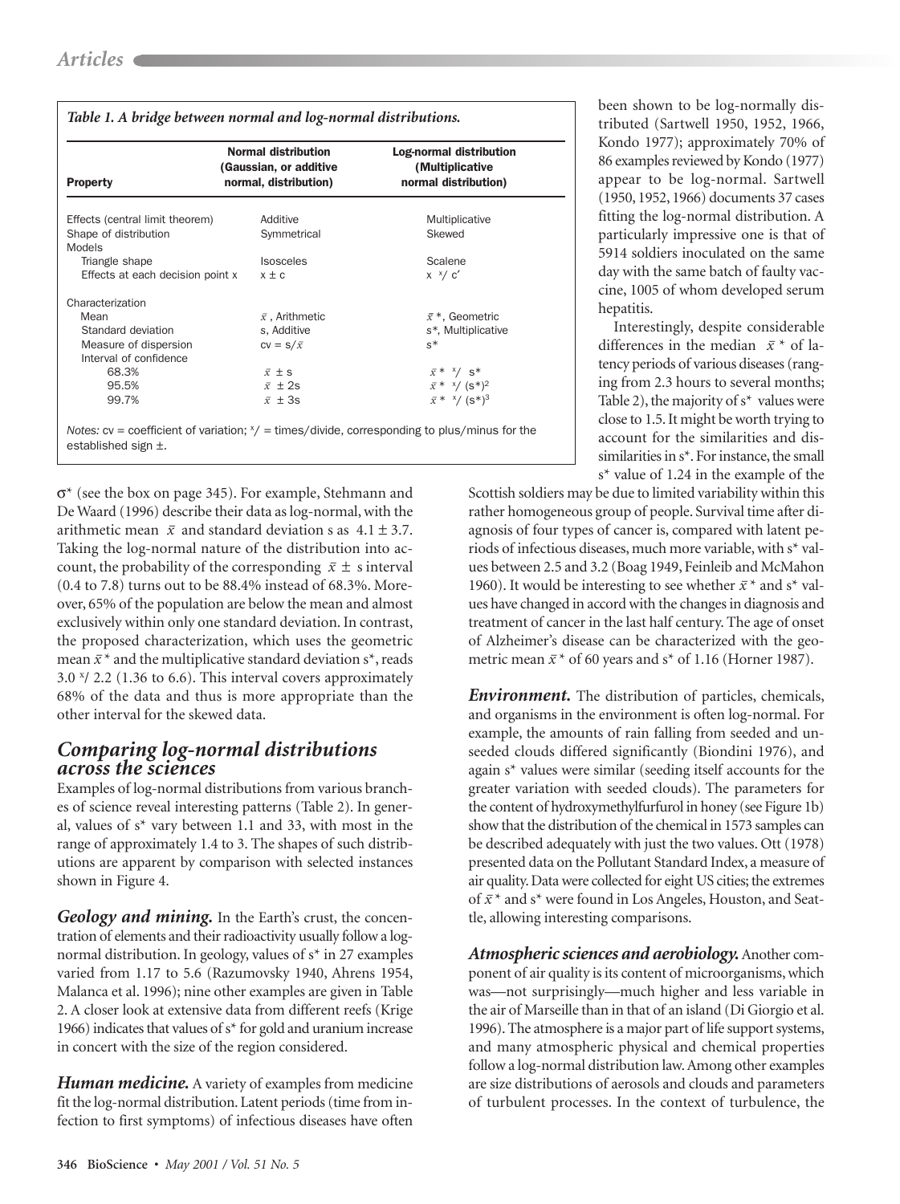*Table 1. A bridge between normal and log-normal distributions.*

| Property | Normal distribution (Gaussian, or additive normal, distribution) | Log-normal distribution (Multiplicative normal distribution) |
|---|---|---|
| Effects (central limit theorem) | Additive | Multiplicative |
| Shape of distribution | Symmetrical | Skewed |
| Models | | |
| Triangle shape | Isosceles | Scalene |
| Effects at each decision point x | $x \pm c$ | $x \; {}^{\times}\!/ \; c'$ |
| Characterization | | |
| Mean | $\bar{x}$ , Arithmetic | $\bar{x}^*$, Geometric |
| Standard deviation | s, Additive | s*, Multiplicative |
| Measure of dispersion | $cv = s/\bar{x}$ | s* |
| Interval of confidence | | |
| 68.3% | $\bar{x} \pm s$ | $\bar{x}^* \; {}^{\times}\!/ \; s^*$ |
| 95.5% | $\bar{x} \pm 2s$ | $\bar{x}^* \; {}^{\times}\!/ \; (s^*)^2$ |
| 99.7% | $\bar{x} \pm 3s$ | $\bar{x}^* \; {}^{\times}\!/ \; (s^*)^3$ |

*Notes:* cv = coefficient of variation; ${}^{\times}\!/$ = times/divide, corresponding to plus/minus for the established sign ±.

σ* (see the box on page 345). For example, Stehmann and De Waard (1996) describe their data as log-normal, with the arithmetic mean $\bar{x}$ and standard deviation s as $4.1 \pm 3.7$. Taking the log-normal nature of the distribution into account, the probability of the corresponding $\bar{x} \pm s$ interval (0.4 to 7.8) turns out to be 88.4% instead of 68.3%. Moreover, 65% of the population are below the mean and almost exclusively within only one standard deviation. In contrast, the proposed characterization, which uses the geometric mean $\bar{x}^*$ and the multiplicative standard deviation s*, reads $3.0 \; {}^{\times}\!/ \; 2.2$ (1.36 to 6.6). This interval covers approximately 68% of the data and thus is more appropriate than the other interval for the skewed data.

## Comparing log-normal distributions across the sciences

Examples of log-normal distributions from various branches of science reveal interesting patterns (Table 2). In general, values of s* vary between 1.1 and 33, with most in the range of approximately 1.4 to 3. The shapes of such distributions are apparent by comparison with selected instances shown in Figure 4.

***Geology and mining.*** In the Earth's crust, the concentration of elements and their radioactivity usually follow a log-normal distribution. In geology, values of s* in 27 examples varied from 1.17 to 5.6 (Razumovsky 1940, Ahrens 1954, Malanca et al. 1996); nine other examples are given in Table 2. A closer look at extensive data from different reefs (Krige 1966) indicates that values of s* for gold and uranium increase in concert with the size of the region considered.

***Human medicine.*** A variety of examples from medicine fit the log-normal distribution. Latent periods (time from infection to first symptoms) of infectious diseases have often been shown to be log-normally distributed (Sartwell 1950, 1952, 1966, Kondo 1977); approximately 70% of 86 examples reviewed by Kondo (1977) appear to be log-normal. Sartwell (1950, 1952, 1966) documents 37 cases fitting the log-normal distribution. A particularly impressive one is that of 5914 soldiers inoculated on the same day with the same batch of faulty vaccine, 1005 of whom developed serum hepatitis.

Interestingly, despite considerable differences in the median $\bar{x}^*$ of latency periods of various diseases (ranging from 2.3 hours to several months; Table 2), the majority of s* values were close to 1.5. It might be worth trying to account for the similarities and dissimilarities in s*. For instance, the small s* value of 1.24 in the example of the Scottish soldiers may be due to limited variability within this rather homogeneous group of people. Survival time after diagnosis of four types of cancer is, compared with latent periods of infectious diseases, much more variable, with s* values between 2.5 and 3.2 (Boag 1949, Feinleib and McMahon 1960). It would be interesting to see whether $\bar{x}^*$ and s* values have changed in accord with the changes in diagnosis and treatment of cancer in the last half century. The age of onset of Alzheimer's disease can be characterized with the geometric mean $\bar{x}^*$ of 60 years and s* of 1.16 (Horner 1987).

***Environment.*** The distribution of particles, chemicals, and organisms in the environment is often log-normal. For example, the amounts of rain falling from seeded and unseeded clouds differed significantly (Biondini 1976), and again s* values were similar (seeding itself accounts for the greater variation with seeded clouds). The parameters for the content of hydroxymethylfurfurol in honey (see Figure 1b) show that the distribution of the chemical in 1573 samples can be described adequately with just the two values. Ott (1978) presented data on the Pollutant Standard Index, a measure of air quality. Data were collected for eight US cities; the extremes of $\bar{x}^*$ and s* were found in Los Angeles, Houston, and Seattle, allowing interesting comparisons.

***Atmospheric sciences and aerobiology.*** Another component of air quality is its content of microorganisms, which was—not surprisingly—much higher and less variable in the air of Marseille than in that of an island (Di Giorgio et al. 1996). The atmosphere is a major part of life support systems, and many atmospheric physical and chemical properties follow a log-normal distribution law. Among other examples are size distributions of aerosols and clouds and parameters of turbulent processes. In the context of turbulence, the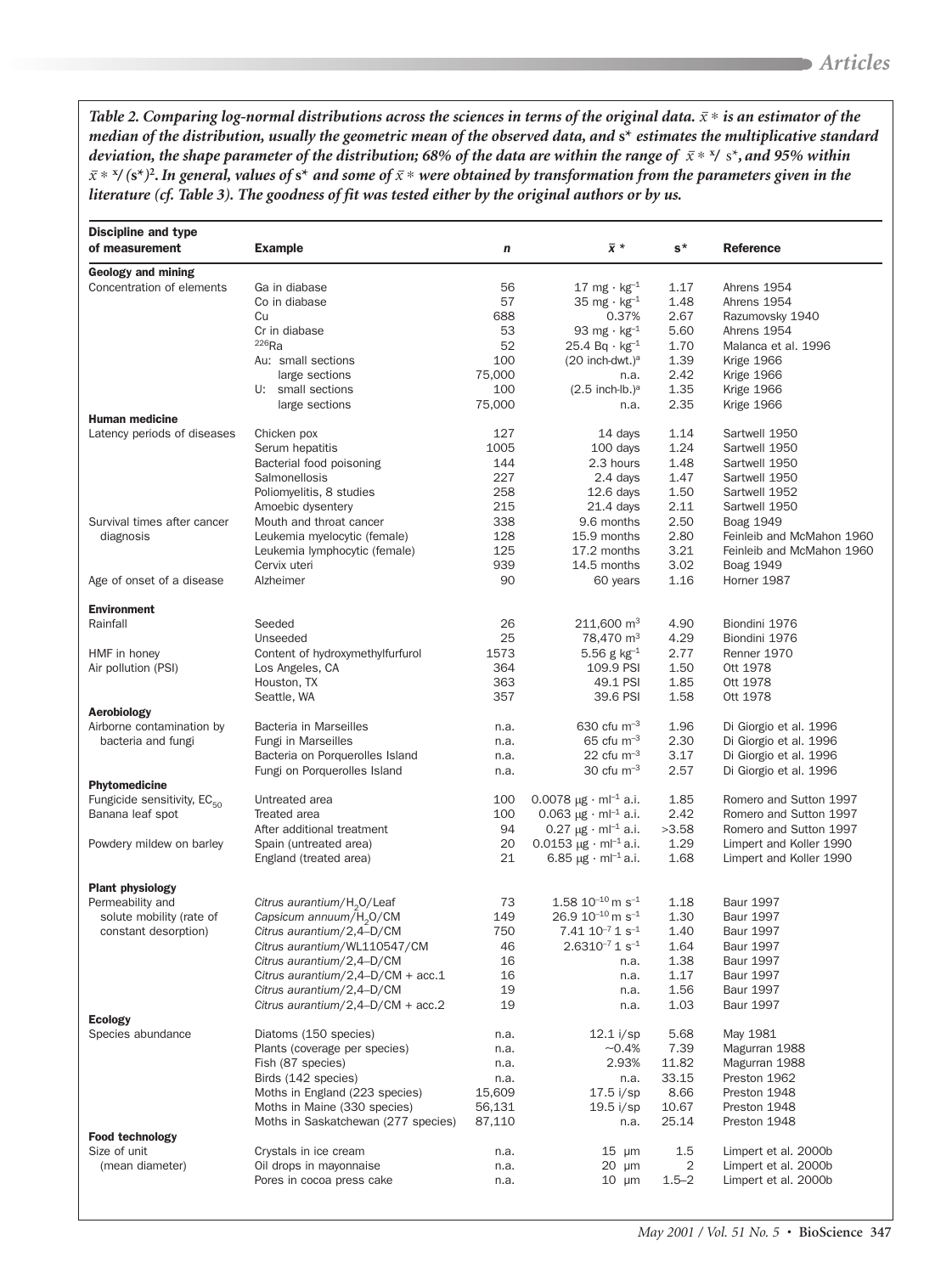*Table 2. Comparing log-normal distributions across the sciences in terms of the original data. $\bar{x}*$ is an estimator of the median of the distribution, usually the geometric mean of the observed data, and s* estimates the multiplicative standard deviation, the shape parameter of the distribution; 68% of the data are within the range of $\bar{x}* \; ^{x}\!/ \; s*$, and 95% within $\bar{x}* \; ^{x}\!/ \; (s*)^2$. In general, values of s* and some of $\bar{x}*$ were obtained by transformation from the parameters given in the literature (cf. Table 3). The goodness of fit was tested either by the original authors or by us.*

| Discipline and type of measurement | Example | n | $\bar{x}*$ | s* | Reference |
|---|---|---|---|---|---|
| **Geology and mining** | | | | | |
| Concentration of elements | Ga in diabase | 56 | 17 mg · kg$^{-1}$ | 1.17 | Ahrens 1954 |
| | Co in diabase | 57 | 35 mg · kg$^{-1}$ | 1.48 | Ahrens 1954 |
| | Cu | 688 | 0.37% | 2.67 | Razumovsky 1940 |
| | Cr in diabase | 53 | 93 mg · kg$^{-1}$ | 5.60 | Ahrens 1954 |
| | $^{226}$Ra | 52 | 25.4 Bq · kg$^{-1}$ | 1.70 | Malanca et al. 1996 |
| | Au: small sections | 100 | (20 inch-dwt.)[a] | 1.39 | Krige 1966 |
| | large sections | 75,000 | n.a. | 2.42 | Krige 1966 |
| | U: small sections | 100 | (2.5 inch-lb.)[a] | 1.35 | Krige 1966 |
| | large sections | 75,000 | n.a. | 2.35 | Krige 1966 |
| **Human medicine** | | | | | |
| Latency periods of diseases | Chicken pox | 127 | 14 days | 1.14 | Sartwell 1950 |
| | Serum hepatitis | 1005 | 100 days | 1.24 | Sartwell 1950 |
| | Bacterial food poisoning | 144 | 2.3 hours | 1.48 | Sartwell 1950 |
| | Salmonellosis | 227 | 2.4 days | 1.47 | Sartwell 1950 |
| | Poliomyelitis, 8 studies | 258 | 12.6 days | 1.50 | Sartwell 1952 |
| | Amoebic dysentery | 215 | 21.4 days | 2.11 | Sartwell 1950 |
| Survival times after cancer diagnosis | Mouth and throat cancer | 338 | 9.6 months | 2.50 | Boag 1949 |
| | Leukemia myelocytic (female) | 128 | 15.9 months | 2.80 | Feinleib and McMahon 1960 |
| | Leukemia lymphocytic (female) | 125 | 17.2 months | 3.21 | Feinleib and McMahon 1960 |
| | Cervix uteri | 939 | 14.5 months | 3.02 | Boag 1949 |
| Age of onset of a disease | Alzheimer | 90 | 60 years | 1.16 | Horner 1987 |
| **Environment** | | | | | |
| Rainfall | Seeded | 26 | 211,600 m$^3$ | 4.90 | Biondini 1976 |
| | Unseeded | 25 | 78,470 m$^3$ | 4.29 | Biondini 1976 |
| HMF in honey | Content of hydroxymethylfurfurol | 1573 | 5.56 g kg$^{-1}$ | 2.77 | Renner 1970 |
| Air pollution (PSI) | Los Angeles, CA | 364 | 109.9 PSI | 1.50 | Ott 1978 |
| | Houston, TX | 363 | 49.1 PSI | 1.85 | Ott 1978 |
| | Seattle, WA | 357 | 39.6 PSI | 1.58 | Ott 1978 |
| **Aerobiology** | | | | | |
| Airborne contamination by bacteria and fungi | Bacteria in Marseilles | n.a. | 630 cfu m$^{-3}$ | 1.96 | Di Giorgio et al. 1996 |
| | Fungi in Marseilles | n.a. | 65 cfu m$^{-3}$ | 2.30 | Di Giorgio et al. 1996 |
| | Bacteria on Porquerolles Island | n.a. | 22 cfu m$^{-3}$ | 3.17 | Di Giorgio et al. 1996 |
| | Fungi on Porquerolles Island | n.a. | 30 cfu m$^{-3}$ | 2.57 | Di Giorgio et al. 1996 |
| **Phytomedicine** | | | | | |
| Fungicide sensitivity, $EC_{50}$ | Untreated area | 100 | 0.0078 µg · ml$^{-1}$ a.i. | 1.85 | Romero and Sutton 1997 |
| Banana leaf spot | Treated area | 100 | 0.063 µg · ml$^{-1}$ a.i. | 2.42 | Romero and Sutton 1997 |
| | After additional treatment | 94 | 0.27 µg · ml$^{-1}$ a.i. | >3.58 | Romero and Sutton 1997 |
| Powdery mildew on barley | Spain (untreated area) | 20 | 0.0153 µg · ml$^{-1}$ a.i. | 1.29 | Limpert and Koller 1990 |
| | England (treated area) | 21 | 6.85 µg · ml$^{-1}$ a.i. | 1.68 | Limpert and Koller 1990 |
| **Plant physiology** | | | | | |
| Permeability and solute mobility (rate of constant desorption) | *Citrus aurantium*/$H_2O$/Leaf | 73 | 1.58 10$^{-10}$ m s$^{-1}$ | 1.18 | Baur 1997 |
| | *Capsicum annuum*/$H_2O$/CM | 149 | 26.9 10$^{-10}$ m s$^{-1}$ | 1.30 | Baur 1997 |
| | *Citrus aurantium*/2,4–D/CM | 750 | 7.41 10$^{-7}$ 1 s$^{-1}$ | 1.40 | Baur 1997 |
| | *Citrus aurantium*/WL110547/CM | 46 | 2.6310$^{-7}$ 1 s$^{-1}$ | 1.64 | Baur 1997 |
| | *Citrus aurantium*/2,4–D/CM | 16 | n.a. | 1.38 | Baur 1997 |
| | *Citrus aurantium*/2,4–D/CM + acc.1 | 16 | n.a. | 1.17 | Baur 1997 |
| | *Citrus aurantium*/2,4–D/CM | 19 | n.a. | 1.56 | Baur 1997 |
| | *Citrus aurantium*/2,4–D/CM + acc.2 | 19 | n.a. | 1.03 | Baur 1997 |
| **Ecology** | | | | | |
| Species abundance | Diatoms (150 species) | n.a. | 12.1 i/sp | 5.68 | May 1981 |
| | Plants (coverage per species) | n.a. | ~0.4% | 7.39 | Magurran 1988 |
| | Fish (87 species) | n.a. | 2.93% | 11.82 | Magurran 1988 |
| | Birds (142 species) | n.a. | n.a. | 33.15 | Preston 1962 |
| | Moths in England (223 species) | 15,609 | 17.5 i/sp | 8.66 | Preston 1948 |
| | Moths in Maine (330 species) | 56,131 | 19.5 i/sp | 10.67 | Preston 1948 |
| | Moths in Saskatchewan (277 species) | 87,110 | n.a. | 25.14 | Preston 1948 |
| **Food technology** | | | | | |
| Size of unit (mean diameter) | Crystals in ice cream | n.a. | 15 µm | 1.5 | Limpert et al. 2000b |
| | Oil drops in mayonnaise | n.a. | 20 µm | 2 | Limpert et al. 2000b |
| | Pores in cocoa press cake | n.a. | 10 µm | 1.5–2 | Limpert et al. 2000b |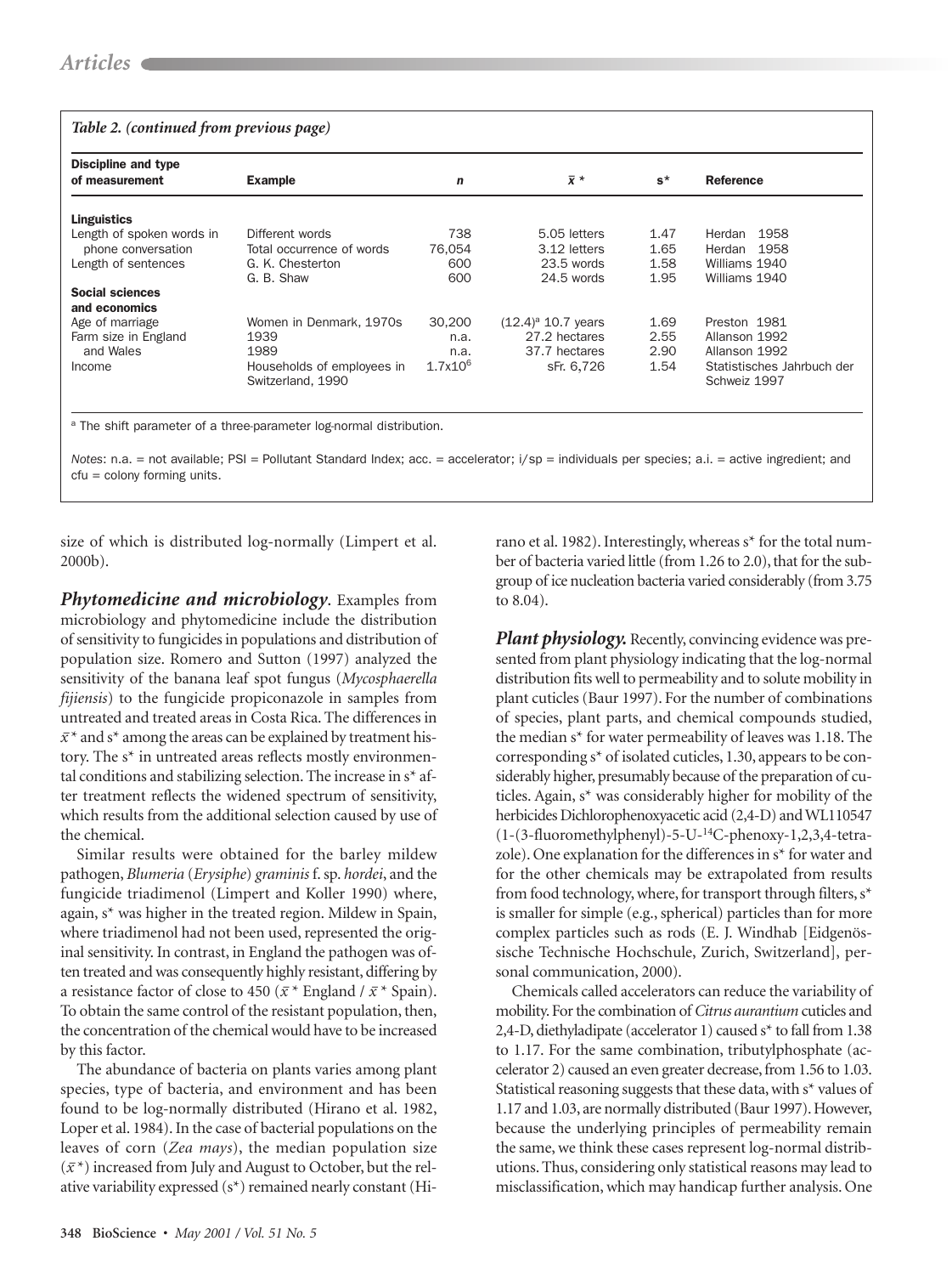*Table 2. (continued from previous page)*

| Discipline and type of measurement | Example | n | $\bar{x}$ * | s* | Reference |
|---|---|---|---|---|---|
| **Linguistics** | | | | | |
| Length of spoken words in phone conversation | Different words | 738 | 5.05 letters | 1.47 | Herdan 1958 |
| | Total occurrence of words | 76,054 | 3.12 letters | 1.65 | Herdan 1958 |
| Length of sentences | G. K. Chesterton | 600 | 23.5 words | 1.58 | Williams 1940 |
| | G. B. Shaw | 600 | 24.5 words | 1.95 | Williams 1940 |
| **Social sciences and economics** | | | | | |
| Age of marriage | Women in Denmark, 1970s | 30,200 | (12.4)[a] 10.7 years | 1.69 | Preston 1981 |
| Farm size in England and Wales | 1939 | n.a. | 27.2 hectares | 2.55 | Allanson 1992 |
| | 1989 | n.a. | 37.7 hectares | 2.90 | Allanson 1992 |
| Income | Households of employees in Switzerland, 1990 | $1.7x10^6$ | sFr. 6,726 | 1.54 | Statistisches Jahrbuch der Schweiz 1997 |

[a] The shift parameter of a three-parameter log-normal distribution.

*Notes*: n.a. = not available; PSI = Pollutant Standard Index; acc. = accelerator; i/sp = individuals per species; a.i. = active ingredient; and cfu = colony forming units.

size of which is distributed log-normally (Limpert et al. 2000b).

***Phytomedicine and microbiology*.** Examples from microbiology and phytomedicine include the distribution of sensitivity to fungicides in populations and distribution of population size. Romero and Sutton (1997) analyzed the sensitivity of the banana leaf spot fungus (*Mycosphaerella fijiensis*) to the fungicide propiconazole in samples from untreated and treated areas in Costa Rica. The differences in $\bar{x}$* and s* among the areas can be explained by treatment history. The s* in untreated areas reflects mostly environmental conditions and stabilizing selection. The increase in s* after treatment reflects the widened spectrum of sensitivity, which results from the additional selection caused by use of the chemical.

Similar results were obtained for the barley mildew pathogen, *Blumeria* (*Erysiphe*) *graminis* f. sp. *hordei*, and the fungicide triadimenol (Limpert and Koller 1990) where, again, s* was higher in the treated region. Mildew in Spain, where triadimenol had not been used, represented the original sensitivity. In contrast, in England the pathogen was often treated and was consequently highly resistant, differing by a resistance factor of close to 450 ($\bar{x}$* England / $\bar{x}$* Spain). To obtain the same control of the resistant population, then, the concentration of the chemical would have to be increased by this factor.

The abundance of bacteria on plants varies among plant species, type of bacteria, and environment and has been found to be log-normally distributed (Hirano et al. 1982, Loper et al. 1984). In the case of bacterial populations on the leaves of corn (*Zea mays*), the median population size ($\bar{x}$*) increased from July and August to October, but the relative variability expressed (s*) remained nearly constant (Hirano et al. 1982). Interestingly, whereas s* for the total number of bacteria varied little (from 1.26 to 2.0), that for the subgroup of ice nucleation bacteria varied considerably (from 3.75 to 8.04).

***Plant physiology.*** Recently, convincing evidence was presented from plant physiology indicating that the log-normal distribution fits well to permeability and to solute mobility in plant cuticles (Baur 1997). For the number of combinations of species, plant parts, and chemical compounds studied, the median s* for water permeability of leaves was 1.18. The corresponding s* of isolated cuticles, 1.30, appears to be considerably higher, presumably because of the preparation of cuticles. Again, s* was considerably higher for mobility of the herbicides Dichlorophenoxyacetic acid (2,4-D) and WL110547 (1-(3-fluoromethylphenyl)-5-U-$^{14}$C-phenoxy-1,2,3,4-tetrazole). One explanation for the differences in s* for water and for the other chemicals may be extrapolated from results from food technology, where, for transport through filters, s* is smaller for simple (e.g., spherical) particles than for more complex particles such as rods (E. J. Windhab [Eidgenössische Technische Hochschule, Zurich, Switzerland], personal communication, 2000).

Chemicals called accelerators can reduce the variability of mobility. For the combination of *Citrus aurantium* cuticles and 2,4-D, diethyladipate (accelerator 1) caused s* to fall from 1.38 to 1.17. For the same combination, tributylphosphate (accelerator 2) caused an even greater decrease, from 1.56 to 1.03. Statistical reasoning suggests that these data, with s* values of 1.17 and 1.03, are normally distributed (Baur 1997). However, because the underlying principles of permeability remain the same, we think these cases represent log-normal distributions. Thus, considering only statistical reasons may lead to misclassification, which may handicap further analysis. One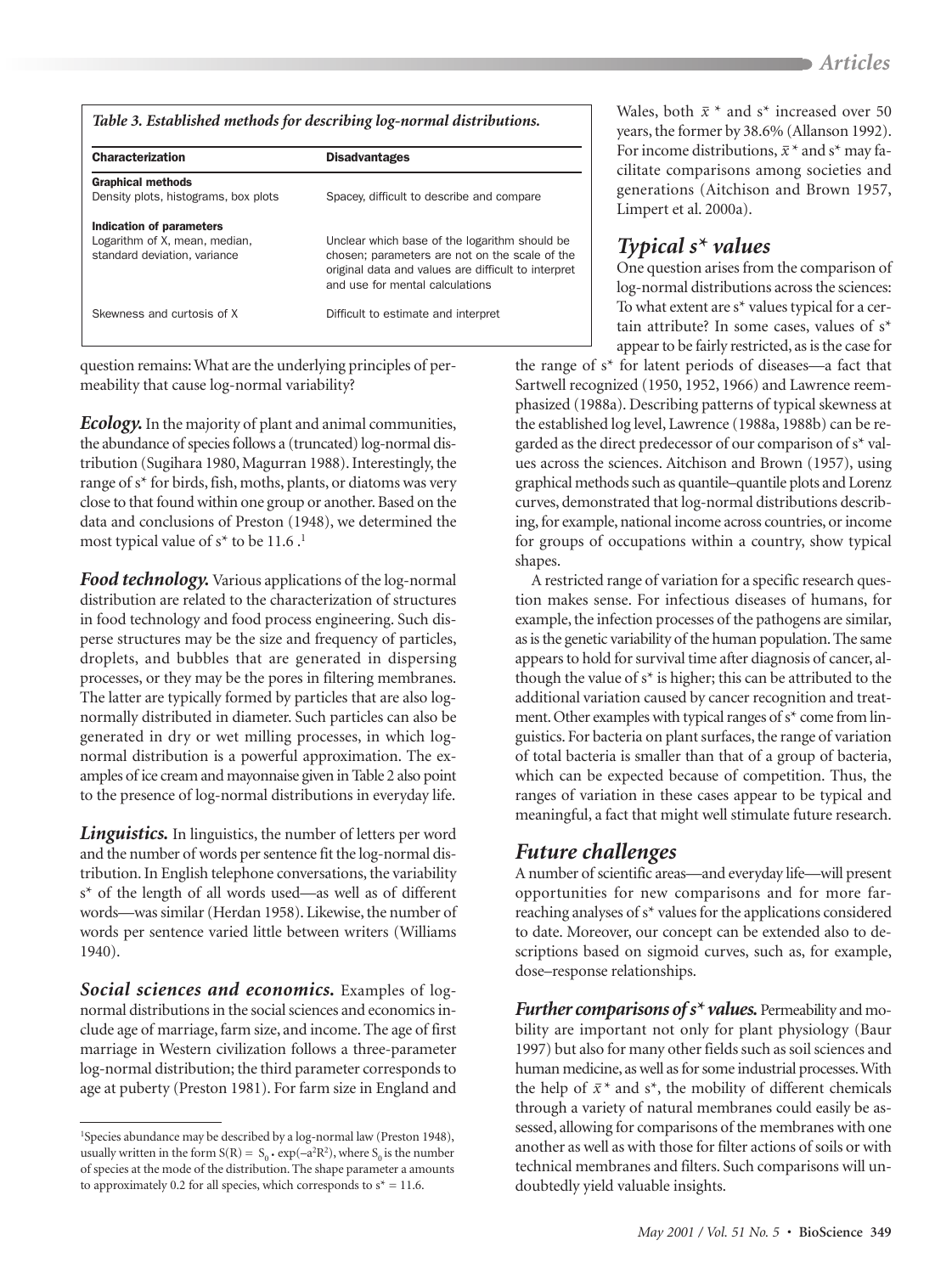*Table 3. Established methods for describing log-normal distributions.*

| Characterization | Disadvantages |
| --- | --- |
| **Graphical methods** | |
| Density plots, histograms, box plots | Spacey, difficult to describe and compare |
| **Indication of parameters** | |
| Logarithm of X, mean, median, standard deviation, variance | Unclear which base of the logarithm should be chosen; parameters are not on the scale of the original data and values are difficult to interpret and use for mental calculations |
| Skewness and curtosis of X | Difficult to estimate and interpret |

question remains: What are the underlying principles of permeability that cause log-normal variability?

***Ecology.*** In the majority of plant and animal communities, the abundance of species follows a (truncated) log-normal distribution (Sugihara 1980, Magurran 1988). Interestingly, the range of $s^*$ for birds, fish, moths, plants, or diatoms was very close to that found within one group or another. Based on the data and conclusions of Preston (1948), we determined the most typical value of $s^*$ to be 11.6.[1]

***Food technology.*** Various applications of the log-normal distribution are related to the characterization of structures in food technology and food process engineering. Such disperse structures may be the size and frequency of particles, droplets, and bubbles that are generated in dispersing processes, or they may be the pores in filtering membranes. The latter are typically formed by particles that are also log-normally distributed in diameter. Such particles can also be generated in dry or wet milling processes, in which log-normal distribution is a powerful approximation. The examples of ice cream and mayonnaise given in Table 2 also point to the presence of log-normal distributions in everyday life.

***Linguistics.*** In linguistics, the number of letters per word and the number of words per sentence fit the log-normal distribution. In English telephone conversations, the variability $s^*$ of the length of all words used—as well as of different words—was similar (Herdan 1958). Likewise, the number of words per sentence varied little between writers (Williams 1940).

***Social sciences and economics.*** Examples of log-normal distributions in the social sciences and economics include age of marriage, farm size, and income. The age of first marriage in Western civilization follows a three-parameter log-normal distribution; the third parameter corresponds to age at puberty (Preston 1981). For farm size in England and Wales, both $\bar{x}^*$ and $s^*$ increased over 50 years, the former by 38.6% (Allanson 1992). For income distributions, $\bar{x}^*$ and $s^*$ may facilitate comparisons among societies and generations (Aitchison and Brown 1957, Limpert et al. 2000a).

## Typical $s^*$ values

One question arises from the comparison of log-normal distributions across the sciences: To what extent are $s^*$ values typical for a certain attribute? In some cases, values of $s^*$ appear to be fairly restricted, as is the case for the range of $s^*$ for latent periods of diseases—a fact that Sartwell recognized (1950, 1952, 1966) and Lawrence reemphasized (1988a). Describing patterns of typical skewness at the established log level, Lawrence (1988a, 1988b) can be regarded as the direct predecessor of our comparison of $s^*$ values across the sciences. Aitchison and Brown (1957), using graphical methods such as quantile–quantile plots and Lorenz curves, demonstrated that log-normal distributions describing, for example, national income across countries, or income for groups of occupations within a country, show typical shapes.

A restricted range of variation for a specific research question makes sense. For infectious diseases of humans, for example, the infection processes of the pathogens are similar, as is the genetic variability of the human population. The same appears to hold for survival time after diagnosis of cancer, although the value of $s^*$ is higher; this can be attributed to the additional variation caused by cancer recognition and treatment. Other examples with typical ranges of $s^*$ come from linguistics. For bacteria on plant surfaces, the range of variation of total bacteria is smaller than that of a group of bacteria, which can be expected because of competition. Thus, the ranges of variation in these cases appear to be typical and meaningful, a fact that might well stimulate future research.

## Future challenges

A number of scientific areas—and everyday life—will present opportunities for new comparisons and for more far-reaching analyses of $s^*$ values for the applications considered to date. Moreover, our concept can be extended also to descriptions based on sigmoid curves, such as, for example, dose–response relationships.

***Further comparisons of $s^*$ values.*** Permeability and mobility are important not only for plant physiology (Baur 1997) but also for many other fields such as soil sciences and human medicine, as well as for some industrial processes. With the help of $\bar{x}^*$ and $s^*$, the mobility of different chemicals through a variety of natural membranes could easily be assessed, allowing for comparisons of the membranes with one another as well as with those for filter actions of soils or with technical membranes and filters. Such comparisons will undoubtedly yield valuable insights.

---

[1]Species abundance may be described by a log-normal law (Preston 1948), usually written in the form $S(R) = S_0 \cdot \exp(-a^2R^2)$, where $S_0$ is the number of species at the mode of the distribution. The shape parameter a amounts to approximately 0.2 for all species, which corresponds to $s^* = 11.6$.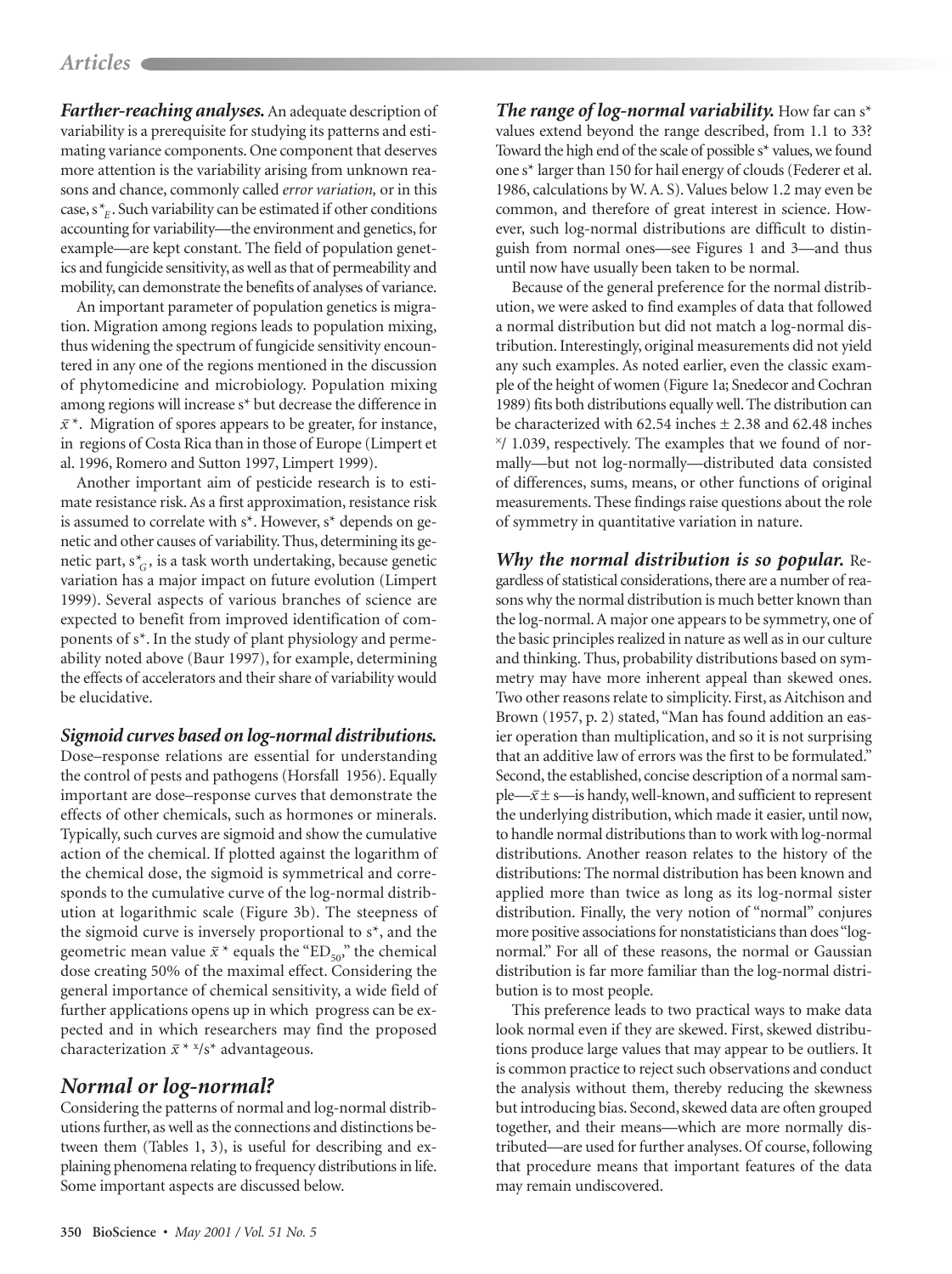*Farther-reaching analyses.* An adequate description of variability is a prerequisite for studying its patterns and estimating variance components. One component that deserves more attention is the variability arising from unknown reasons and chance, commonly called *error variation,* or in this case, $s^*_E$. Such variability can be estimated if other conditions accounting for variability—the environment and genetics, for example—are kept constant. The field of population genetics and fungicide sensitivity, as well as that of permeability and mobility, can demonstrate the benefits of analyses of variance.

An important parameter of population genetics is migration. Migration among regions leads to population mixing, thus widening the spectrum of fungicide sensitivity encountered in any one of the regions mentioned in the discussion of phytomedicine and microbiology. Population mixing among regions will increase s* but decrease the difference in $\bar{x}^*$. Migration of spores appears to be greater, for instance, in regions of Costa Rica than in those of Europe (Limpert et al. 1996, Romero and Sutton 1997, Limpert 1999).

Another important aim of pesticide research is to estimate resistance risk. As a first approximation, resistance risk is assumed to correlate with s*. However, s* depends on genetic and other causes of variability. Thus, determining its genetic part, $s^*_G$, is a task worth undertaking, because genetic variation has a major impact on future evolution (Limpert 1999). Several aspects of various branches of science are expected to benefit from improved identification of components of s*. In the study of plant physiology and permeability noted above (Baur 1997), for example, determining the effects of accelerators and their share of variability would be elucidative.

*Sigmoid curves based on log-normal distributions.* Dose–response relations are essential for understanding the control of pests and pathogens (Horsfall 1956). Equally important are dose–response curves that demonstrate the effects of other chemicals, such as hormones or minerals. Typically, such curves are sigmoid and show the cumulative action of the chemical. If plotted against the logarithm of the chemical dose, the sigmoid is symmetrical and corresponds to the cumulative curve of the log-normal distribution at logarithmic scale (Figure 3b). The steepness of the sigmoid curve is inversely proportional to s*, and the geometric mean value $\bar{x}^*$ equals the "$ED_{50}$," the chemical dose creating 50% of the maximal effect. Considering the general importance of chemical sensitivity, a wide field of further applications opens up in which progress can be expected and in which researchers may find the proposed characterization $\bar{x}^*$ ×/s* advantageous.

## Normal or log-normal?

Considering the patterns of normal and log-normal distributions further, as well as the connections and distinctions between them (Tables 1, 3), is useful for describing and explaining phenomena relating to frequency distributions in life. Some important aspects are discussed below.

*The range of log-normal variability.* How far can s* values extend beyond the range described, from 1.1 to 33? Toward the high end of the scale of possible s* values, we found one s* larger than 150 for hail energy of clouds (Federer et al. 1986, calculations by W. A. S). Values below 1.2 may even be common, and therefore of great interest in science. However, such log-normal distributions are difficult to distinguish from normal ones—see Figures 1 and 3—and thus until now have usually been taken to be normal.

Because of the general preference for the normal distribution, we were asked to find examples of data that followed a normal distribution but did not match a log-normal distribution. Interestingly, original measurements did not yield any such examples. As noted earlier, even the classic example of the height of women (Figure 1a; Snedecor and Cochran 1989) fits both distributions equally well. The distribution can be characterized with 62.54 inches ± 2.38 and 62.48 inches ×/ 1.039, respectively. The examples that we found of normally—but not log-normally—distributed data consisted of differences, sums, means, or other functions of original measurements. These findings raise questions about the role of symmetry in quantitative variation in nature.

*Why the normal distribution is so popular.* Regardless of statistical considerations, there are a number of reasons why the normal distribution is much better known than the log-normal. A major one appears to be symmetry, one of the basic principles realized in nature as well as in our culture and thinking. Thus, probability distributions based on symmetry may have more inherent appeal than skewed ones. Two other reasons relate to simplicity. First, as Aitchison and Brown (1957, p. 2) stated, "Man has found addition an easier operation than multiplication, and so it is not surprising that an additive law of errors was the first to be formulated." Second, the established, concise description of a normal sample—$\bar{x} \pm s$—is handy, well-known, and sufficient to represent the underlying distribution, which made it easier, until now, to handle normal distributions than to work with log-normal distributions. Another reason relates to the history of the distributions: The normal distribution has been known and applied more than twice as long as its log-normal sister distribution. Finally, the very notion of "normal" conjures more positive associations for nonstatisticians than does "log-normal." For all of these reasons, the normal or Gaussian distribution is far more familiar than the log-normal distribution is to most people.

This preference leads to two practical ways to make data look normal even if they are skewed. First, skewed distributions produce large values that may appear to be outliers. It is common practice to reject such observations and conduct the analysis without them, thereby reducing the skewness but introducing bias. Second, skewed data are often grouped together, and their means—which are more normally distributed—are used for further analyses. Of course, following that procedure means that important features of the data may remain undiscovered.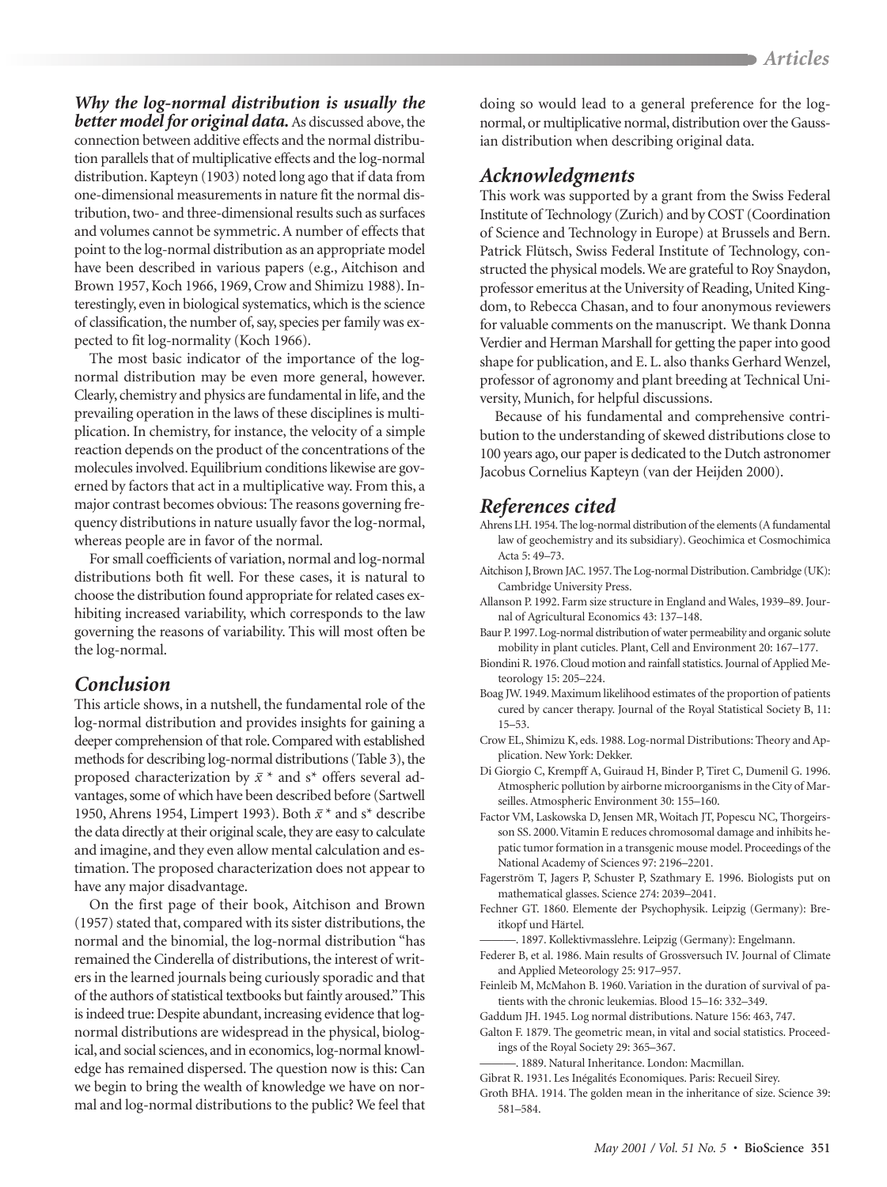***Why the log-normal distribution is usually the better model for original data.*** As discussed above, the connection between additive effects and the normal distribution parallels that of multiplicative effects and the log-normal distribution. Kapteyn (1903) noted long ago that if data from one-dimensional measurements in nature fit the normal distribution, two- and three-dimensional results such as surfaces and volumes cannot be symmetric. A number of effects that point to the log-normal distribution as an appropriate model have been described in various papers (e.g., Aitchison and Brown 1957, Koch 1966, 1969, Crow and Shimizu 1988). Interestingly, even in biological systematics, which is the science of classification, the number of, say, species per family was expected to fit log-normality (Koch 1966).

The most basic indicator of the importance of the log-normal distribution may be even more general, however. Clearly, chemistry and physics are fundamental in life, and the prevailing operation in the laws of these disciplines is multiplication. In chemistry, for instance, the velocity of a simple reaction depends on the product of the concentrations of the molecules involved. Equilibrium conditions likewise are governed by factors that act in a multiplicative way. From this, a major contrast becomes obvious: The reasons governing frequency distributions in nature usually favor the log-normal, whereas people are in favor of the normal.

For small coefficients of variation, normal and log-normal distributions both fit well. For these cases, it is natural to choose the distribution found appropriate for related cases exhibiting increased variability, which corresponds to the law governing the reasons of variability. This will most often be the log-normal.

## Conclusion

This article shows, in a nutshell, the fundamental role of the log-normal distribution and provides insights for gaining a deeper comprehension of that role. Compared with established methods for describing log-normal distributions (Table 3), the proposed characterization by $\bar{x}^*$ and $s^*$ offers several advantages, some of which have been described before (Sartwell 1950, Ahrens 1954, Limpert 1993). Both $\bar{x}^*$ and $s^*$ describe the data directly at their original scale, they are easy to calculate and imagine, and they even allow mental calculation and estimation. The proposed characterization does not appear to have any major disadvantage.

On the first page of their book, Aitchison and Brown (1957) stated that, compared with its sister distributions, the normal and the binomial, the log-normal distribution "has remained the Cinderella of distributions, the interest of writers in the learned journals being curiously sporadic and that of the authors of statistical textbooks but faintly aroused." This is indeed true: Despite abundant, increasing evidence that log-normal distributions are widespread in the physical, biological, and social sciences, and in economics, log-normal knowledge has remained dispersed. The question now is this: Can we begin to bring the wealth of knowledge we have on normal and log-normal distributions to the public? We feel that doing so would lead to a general preference for the log-normal, or multiplicative normal, distribution over the Gaussian distribution when describing original data.

## Acknowledgments

This work was supported by a grant from the Swiss Federal Institute of Technology (Zurich) and by COST (Coordination of Science and Technology in Europe) at Brussels and Bern. Patrick Flütsch, Swiss Federal Institute of Technology, constructed the physical models. We are grateful to Roy Snaydon, professor emeritus at the University of Reading, United Kingdom, to Rebecca Chasan, and to four anonymous reviewers for valuable comments on the manuscript. We thank Donna Verdier and Herman Marshall for getting the paper into good shape for publication, and E. L. also thanks Gerhard Wenzel, professor of agronomy and plant breeding at Technical University, Munich, for helpful discussions.

Because of his fundamental and comprehensive contribution to the understanding of skewed distributions close to 100 years ago, our paper is dedicated to the Dutch astronomer Jacobus Cornelius Kapteyn (van der Heijden 2000).

## References cited

Ahrens LH. 1954. The log-normal distribution of the elements (A fundamental law of geochemistry and its subsidiary). Geochimica et Cosmochimica Acta 5: 49–73.

Aitchison J, Brown JAC. 1957. The Log-normal Distribution. Cambridge (UK): Cambridge University Press.

Allanson P. 1992. Farm size structure in England and Wales, 1939–89. Journal of Agricultural Economics 43: 137–148.

Baur P. 1997. Log-normal distribution of water permeability and organic solute mobility in plant cuticles. Plant, Cell and Environment 20: 167–177.

Biondini R. 1976. Cloud motion and rainfall statistics. Journal of Applied Meteorology 15: 205–224.

Boag JW. 1949. Maximum likelihood estimates of the proportion of patients cured by cancer therapy. Journal of the Royal Statistical Society B, 11: 15–53.

Crow EL, Shimizu K, eds. 1988. Log-normal Distributions: Theory and Application. New York: Dekker.

Di Giorgio C, Krempff A, Guiraud H, Binder P, Tiret C, Dumenil G. 1996. Atmospheric pollution by airborne microorganisms in the City of Marseilles. Atmospheric Environment 30: 155–160.

Factor VM, Laskowska D, Jensen MR, Woitach JT, Popescu NC, Thorgeirsson SS. 2000. Vitamin E reduces chromosomal damage and inhibits hepatic tumor formation in a transgenic mouse model. Proceedings of the National Academy of Sciences 97: 2196–2201.

Fagerström T, Jagers P, Schuster P, Szathmary E. 1996. Biologists put on mathematical glasses. Science 274: 2039–2041.

Fechner GT. 1860. Elemente der Psychophysik. Leipzig (Germany): Breitkopf und Härtel.

———. 1897. Kollektivmasslehre. Leipzig (Germany): Engelmann.

Federer B, et al. 1986. Main results of Grossversuch IV. Journal of Climate and Applied Meteorology 25: 917–957.

Feinleib M, McMahon B. 1960. Variation in the duration of survival of patients with the chronic leukemias. Blood 15–16: 332–349.

Gaddum JH. 1945. Log normal distributions. Nature 156: 463, 747.

Galton F. 1879. The geometric mean, in vital and social statistics. Proceedings of the Royal Society 29: 365–367.

———. 1889. Natural Inheritance. London: Macmillan.

Gibrat R. 1931. Les Inégalités Economiques. Paris: Recueil Sirey.

Groth BHA. 1914. The golden mean in the inheritance of size. Science 39: 581–584.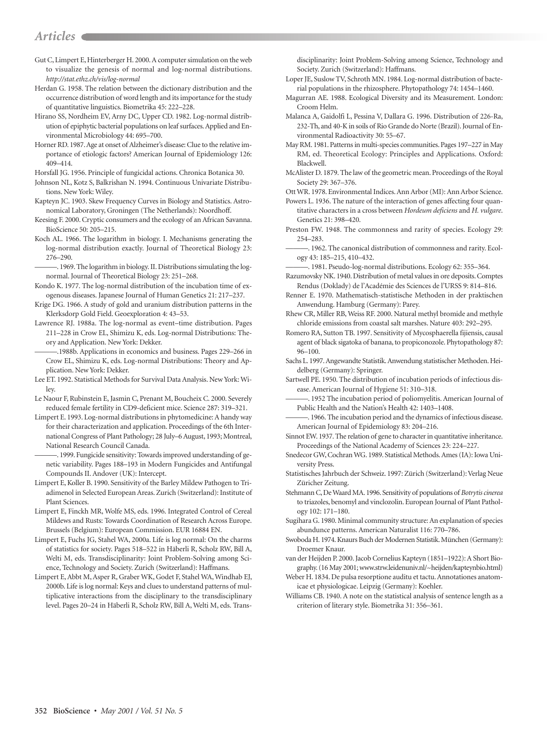Gut C, Limpert E, Hinterberger H. 2000. A computer simulation on the web to visualize the genesis of normal and log-normal distributions. *http://stat.ethz.ch/vis/log-normal*

Herdan G. 1958. The relation between the dictionary distribution and the occurrence distribution of word length and its importance for the study of quantitative linguistics. Biometrika 45: 222–228.

Hirano SS, Nordheim EV, Arny DC, Upper CD. 1982. Log-normal distribution of epiphytic bacterial populations on leaf surfaces. Applied and Environmental Microbiology 44: 695–700.

Horner RD. 1987. Age at onset of Alzheimer's disease: Clue to the relative importance of etiologic factors? American Journal of Epidemiology 126: 409–414.

Horsfall JG. 1956. Principle of fungicidal actions. Chronica Botanica 30.

Johnson NL, Kotz S, Balkrishan N. 1994. Continuous Univariate Distributions. New York: Wiley.

Kapteyn JC. 1903. Skew Frequency Curves in Biology and Statistics. Astronomical Laboratory, Groningen (The Netherlands): Noordhoff.

Keesing F. 2000. Cryptic consumers and the ecology of an African Savanna. BioScience 50: 205–215.

Koch AL. 1966. The logarithm in biology. I. Mechanisms generating the log-normal distribution exactly. Journal of Theoretical Biology 23: 276–290.

———. 1969. The logarithm in biology. II. Distributions simulating the log-normal. Journal of Theoretical Biology 23: 251–268.

Kondo K. 1977. The log-normal distribution of the incubation time of exogenous diseases. Japanese Journal of Human Genetics 21: 217–237.

Krige DG. 1966. A study of gold and uranium distribution patterns in the Klerksdorp Gold Field. Geoexploration 4: 43–53.

Lawrence RJ. 1988a. The log-normal as event–time distribution. Pages 211–228 in Crow EL, Shimizu K, eds. Log-normal Distributions: Theory and Application. New York: Dekker.

———.1988b. Applications in economics and business. Pages 229–266 in Crow EL, Shimizu K, eds. Log-normal Distributions: Theory and Application. New York: Dekker.

Lee ET. 1992. Statistical Methods for Survival Data Analysis. New York: Wiley.

Le Naour F, Rubinstein E, Jasmin C, Prenant M, Boucheix C. 2000. Severely reduced female fertility in CD9-deficient mice. Science 287: 319–321.

Limpert E. 1993. Log-normal distributions in phytomedicine: A handy way for their characterization and application. Proceedings of the 6th International Congress of Plant Pathology; 28 July–6 August, 1993; Montreal, National Research Council Canada.

———. 1999. Fungicide sensitivity: Towards improved understanding of genetic variability. Pages 188–193 in Modern Fungicides and Antifungal Compounds II. Andover (UK): Intercept.

Limpert E, Koller B. 1990. Sensitivity of the Barley Mildew Pathogen to Triadimenol in Selected European Areas. Zurich (Switzerland): Institute of Plant Sciences.

Limpert E, Finckh MR, Wolfe MS, eds. 1996. Integrated Control of Cereal Mildews and Rusts: Towards Coordination of Research Across Europe. Brussels (Belgium): European Commission. EUR 16884 EN.

Limpert E, Fuchs JG, Stahel WA, 2000a. Life is log normal: On the charms of statistics for society. Pages 518–522 in Häberli R, Scholz RW, Bill A, Welti M, eds. Transdisciplinarity: Joint Problem-Solving among Science, Technology and Society. Zurich (Switzerland): Haffmans.

Limpert E, Abbt M, Asper R, Graber WK, Godet F, Stahel WA, Windhab EJ, 2000b. Life is log normal: Keys and clues to understand patterns of multiplicative interactions from the disciplinary to the transdisciplinary level. Pages 20–24 in Häberli R, Scholz RW, Bill A, Welti M, eds. Transdisciplinarity: Joint Problem-Solving among Science, Technology and Society. Zurich (Switzerland): Haffmans.

Loper JE, Suslow TV, Schroth MN. 1984. Log-normal distribution of bacterial populations in the rhizosphere. Phytopathology 74: 1454–1460.

Magurran AE. 1988. Ecological Diversity and its Measurement. London: Croom Helm.

Malanca A, Gaidolfi L, Pessina V, Dallara G. 1996. Distribution of 226-Ra, 232-Th, and 40-K in soils of Rio Grande do Norte (Brazil). Journal of Environmental Radioactivity 30: 55–67.

May RM. 1981. Patterns in multi-species communities. Pages 197–227 in May RM, ed. Theoretical Ecology: Principles and Applications. Oxford: Blackwell.

McAlister D. 1879. The law of the geometric mean. Proceedings of the Royal Society 29: 367–376.

Ott WR. 1978. Environmental Indices. Ann Arbor (MI): Ann Arbor Science.

Powers L. 1936. The nature of the interaction of genes affecting four quantitative characters in a cross between *Hordeum deficiens* and *H. vulgare*. Genetics 21: 398–420.

Preston FW. 1948. The commonness and rarity of species. Ecology 29: 254–283.

———. 1962. The canonical distribution of commonness and rarity. Ecology 43: 185–215, 410–432.

———. 1981. Pseudo-log-normal distributions. Ecology 62: 355–364.

Razumovsky NK. 1940. Distribution of metal values in ore deposits. Comptes Rendus (Doklady) de l'Académie des Sciences de l'URSS 9: 814–816.

Renner E. 1970. Mathematisch-statistische Methoden in der praktischen Anwendung. Hamburg (Germany): Parey.

Rhew CR, Miller RB, Weiss RF. 2000. Natural methyl bromide and methyle chloride emissions from coastal salt marshes. Nature 403: 292–295.

Romero RA, Sutton TB. 1997. Sensitivity of Mycosphaerella fijiensis, causal agent of black sigatoka of banana, to propiconozole. Phytopathology 87: 96–100.

Sachs L. 1997. Angewandte Statistik. Anwendung statistischer Methoden. Heidelberg (Germany): Springer.

Sartwell PE. 1950. The distribution of incubation periods of infectious disease. American Journal of Hygiene 51: 310–318.

———. 1952 The incubation period of poliomyelitis. American Journal of Public Health and the Nation's Health 42: 1403–1408.

———. 1966. The incubation period and the dynamics of infectious disease. American Journal of Epidemiology 83: 204–216.

Sinnot EW. 1937. The relation of gene to character in quantitative inheritance. Proceedings of the National Academy of Sciences 23: 224–227.

Snedecor GW, Cochran WG. 1989. Statistical Methods. Ames (IA): Iowa University Press.

Statistisches Jahrbuch der Schweiz. 1997: Zürich (Switzerland): Verlag Neue Züricher Zeitung.

Stehmann C, De Waard MA. 1996. Sensitivity of populations of *Botrytis cinerea* to triazoles, benomyl and vinclozolin. European Journal of Plant Pathology 102: 171–180.

Sugihara G. 1980. Minimal community structure: An explanation of species abundunce patterns. American Naturalist 116: 770–786.

Swoboda H. 1974. Knaurs Buch der Modernen Statistik. München (Germany): Droemer Knaur.

van der Heijden P. 2000. Jacob Cornelius Kapteyn (1851–1922): A Short Biography. (16 May 2001; www.strw.leidenuniv.nl/~heijden/kapteynbio.html)

Weber H. 1834. De pulsa resorptione auditu et tactu. Annotationes anatomicae et physiologicae. Leipzig (Germany): Koehler.

Williams CB. 1940. A note on the statistical analysis of sentence length as a criterion of literary style. Biometrika 31: 356–361.